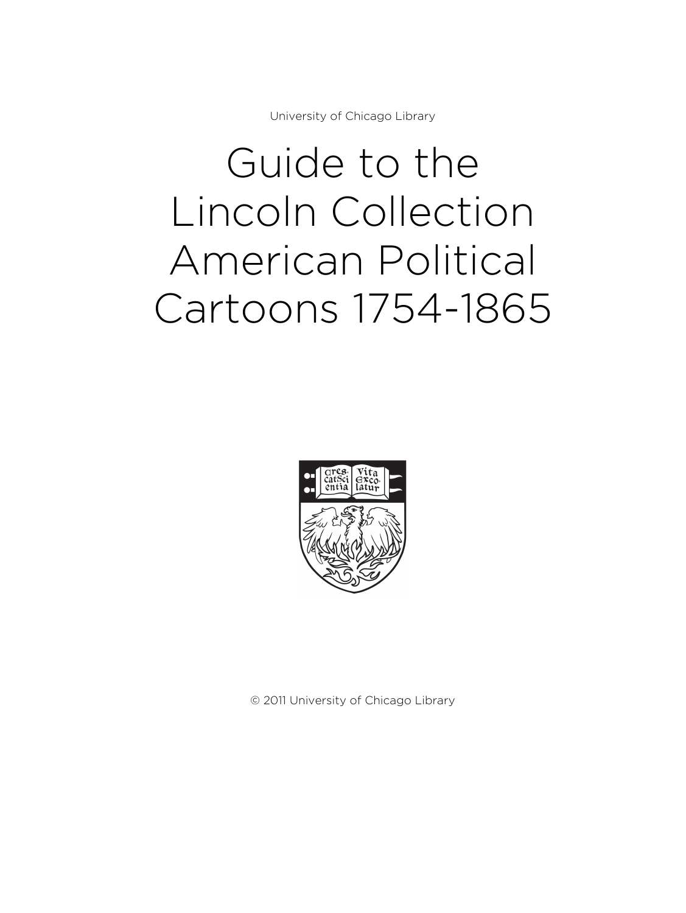University of Chicago Library

# Guide to the Lincoln Collection American Political Cartoons 1754-1865

© 2011 University of Chicago Library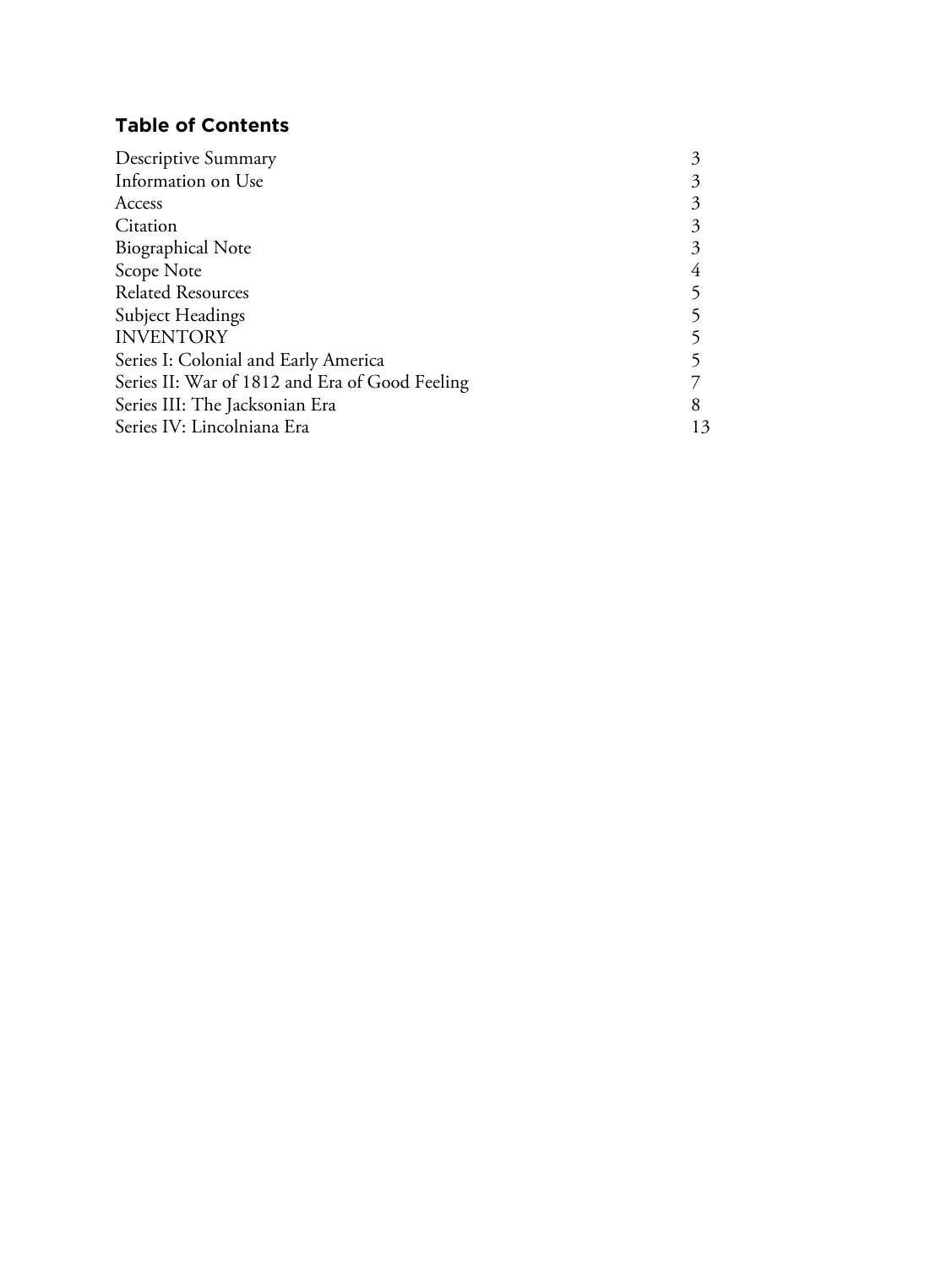## Table of Contents

| | |
|---|---|
| Descriptive Summary | 3 |
| Information on Use | 3 |
| Access | 3 |
| Citation | 3 |
| Biographical Note | 3 |
| Scope Note | 4 |
| Related Resources | 5 |
| Subject Headings | 5 |
| INVENTORY | 5 |
| Series I: Colonial and Early America | 5 |
| Series II: War of 1812 and Era of Good Feeling | 7 |
| Series III: The Jacksonian Era | 8 |
| Series IV: Lincolniana Era | 13 |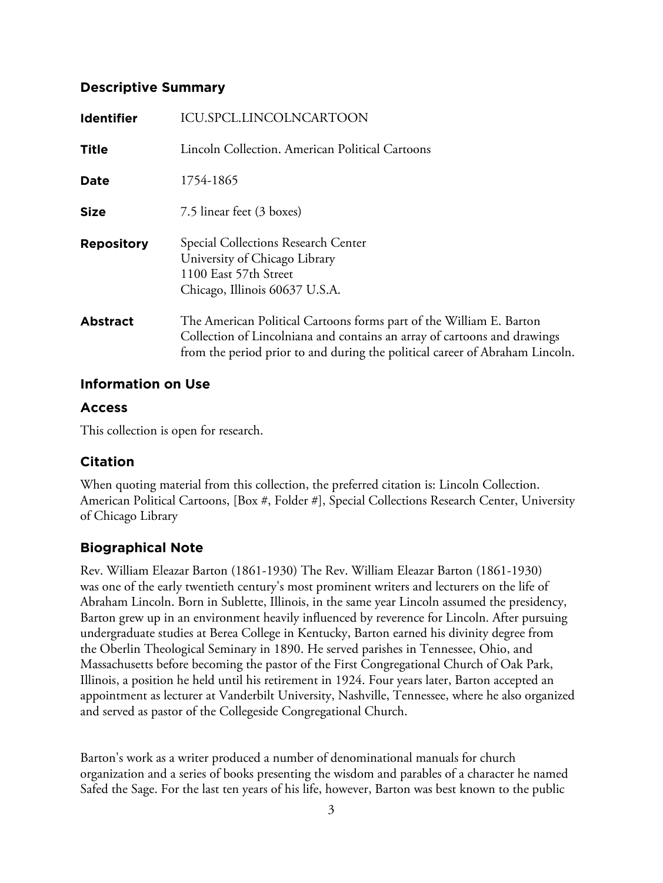## Descriptive Summary

| | |
|---|---|
| **Identifier** | ICU.SPCL.LINCOLNCARTOON |
| **Title** | Lincoln Collection. American Political Cartoons |
| **Date** | 1754-1865 |
| **Size** | 7.5 linear feet (3 boxes) |
| **Repository** | Special Collections Research Center<br>University of Chicago Library<br>1100 East 57th Street<br>Chicago, Illinois 60637 U.S.A. |
| **Abstract** | The American Political Cartoons forms part of the William E. Barton Collection of Lincolniana and contains an array of cartoons and drawings from the period prior to and during the political career of Abraham Lincoln. |

## Information on Use

### Access

This collection is open for research.

### Citation

When quoting material from this collection, the preferred citation is: Lincoln Collection. American Political Cartoons, [Box #, Folder #], Special Collections Research Center, University of Chicago Library

## Biographical Note

Rev. William Eleazar Barton (1861-1930) The Rev. William Eleazar Barton (1861-1930) was one of the early twentieth century's most prominent writers and lecturers on the life of Abraham Lincoln. Born in Sublette, Illinois, in the same year Lincoln assumed the presidency, Barton grew up in an environment heavily influenced by reverence for Lincoln. After pursuing undergraduate studies at Berea College in Kentucky, Barton earned his divinity degree from the Oberlin Theological Seminary in 1890. He served parishes in Tennessee, Ohio, and Massachusetts before becoming the pastor of the First Congregational Church of Oak Park, Illinois, a position he held until his retirement in 1924. Four years later, Barton accepted an appointment as lecturer at Vanderbilt University, Nashville, Tennessee, where he also organized and served as pastor of the Collegeside Congregational Church.

Barton's work as a writer produced a number of denominational manuals for church organization and a series of books presenting the wisdom and parables of a character he named Safed the Sage. For the last ten years of his life, however, Barton was best known to the public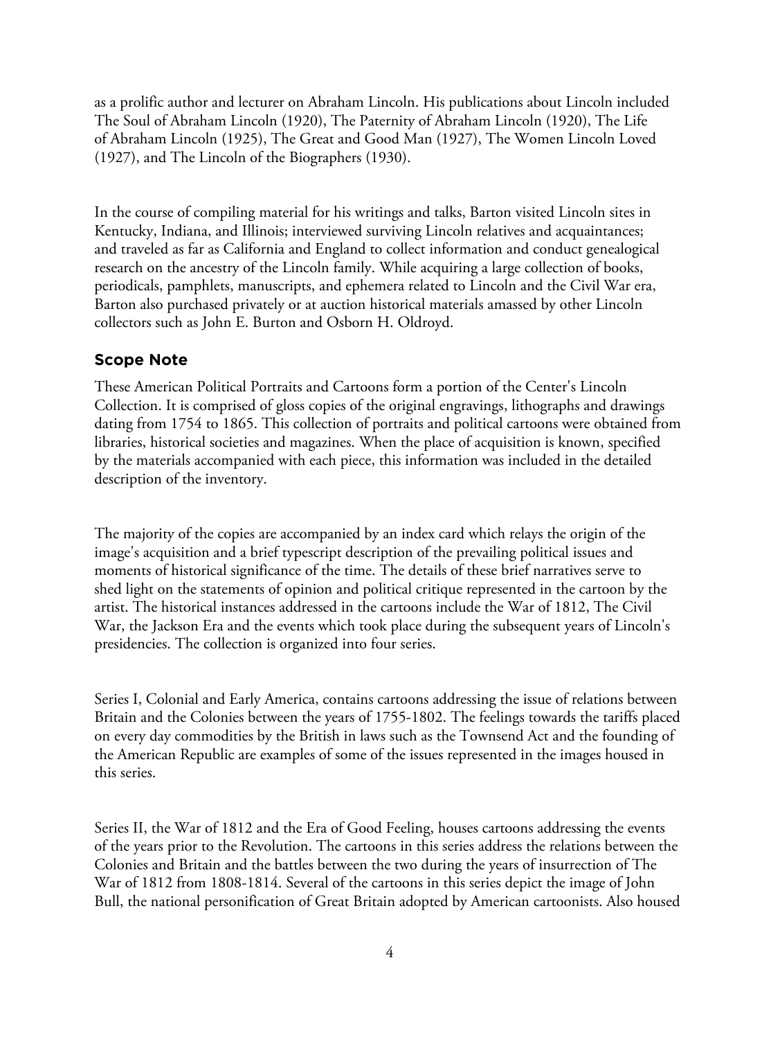as a prolific author and lecturer on Abraham Lincoln. His publications about Lincoln included The Soul of Abraham Lincoln (1920), The Paternity of Abraham Lincoln (1920), The Life of Abraham Lincoln (1925), The Great and Good Man (1927), The Women Lincoln Loved (1927), and The Lincoln of the Biographers (1930).

In the course of compiling material for his writings and talks, Barton visited Lincoln sites in Kentucky, Indiana, and Illinois; interviewed surviving Lincoln relatives and acquaintances; and traveled as far as California and England to collect information and conduct genealogical research on the ancestry of the Lincoln family. While acquiring a large collection of books, periodicals, pamphlets, manuscripts, and ephemera related to Lincoln and the Civil War era, Barton also purchased privately or at auction historical materials amassed by other Lincoln collectors such as John E. Burton and Osborn H. Oldroyd.

## Scope Note

These American Political Portraits and Cartoons form a portion of the Center's Lincoln Collection. It is comprised of gloss copies of the original engravings, lithographs and drawings dating from 1754 to 1865. This collection of portraits and political cartoons were obtained from libraries, historical societies and magazines. When the place of acquisition is known, specified by the materials accompanied with each piece, this information was included in the detailed description of the inventory.

The majority of the copies are accompanied by an index card which relays the origin of the image's acquisition and a brief typescript description of the prevailing political issues and moments of historical significance of the time. The details of these brief narratives serve to shed light on the statements of opinion and political critique represented in the cartoon by the artist. The historical instances addressed in the cartoons include the War of 1812, The Civil War, the Jackson Era and the events which took place during the subsequent years of Lincoln's presidencies. The collection is organized into four series.

Series I, Colonial and Early America, contains cartoons addressing the issue of relations between Britain and the Colonies between the years of 1755-1802. The feelings towards the tariffs placed on every day commodities by the British in laws such as the Townsend Act and the founding of the American Republic are examples of some of the issues represented in the images housed in this series.

Series II, the War of 1812 and the Era of Good Feeling, houses cartoons addressing the events of the years prior to the Revolution. The cartoons in this series address the relations between the Colonies and Britain and the battles between the two during the years of insurrection of The War of 1812 from 1808-1814. Several of the cartoons in this series depict the image of John Bull, the national personification of Great Britain adopted by American cartoonists. Also housed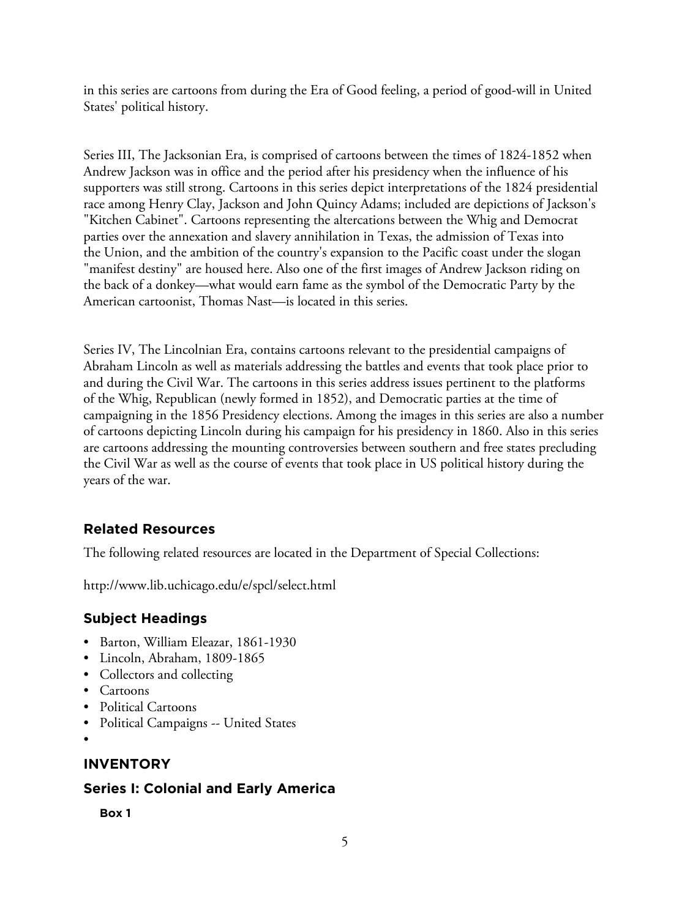in this series are cartoons from during the Era of Good feeling, a period of good-will in United States' political history.

Series III, The Jacksonian Era, is comprised of cartoons between the times of 1824-1852 when Andrew Jackson was in office and the period after his presidency when the influence of his supporters was still strong. Cartoons in this series depict interpretations of the 1824 presidential race among Henry Clay, Jackson and John Quincy Adams; included are depictions of Jackson's "Kitchen Cabinet". Cartoons representing the altercations between the Whig and Democrat parties over the annexation and slavery annihilation in Texas, the admission of Texas into the Union, and the ambition of the country's expansion to the Pacific coast under the slogan "manifest destiny" are housed here. Also one of the first images of Andrew Jackson riding on the back of a donkey—what would earn fame as the symbol of the Democratic Party by the American cartoonist, Thomas Nast—is located in this series.

Series IV, The Lincolnian Era, contains cartoons relevant to the presidential campaigns of Abraham Lincoln as well as materials addressing the battles and events that took place prior to and during the Civil War. The cartoons in this series address issues pertinent to the platforms of the Whig, Republican (newly formed in 1852), and Democratic parties at the time of campaigning in the 1856 Presidency elections. Among the images in this series are also a number of cartoons depicting Lincoln during his campaign for his presidency in 1860. Also in this series are cartoons addressing the mounting controversies between southern and free states precluding the Civil War as well as the course of events that took place in US political history during the years of the war.

## Related Resources

The following related resources are located in the Department of Special Collections:

http://www.lib.uchicago.edu/e/spcl/select.html

## Subject Headings

- Barton, William Eleazar, 1861-1930
- Lincoln, Abraham, 1809-1865
- Collectors and collecting
- Cartoons
- Political Cartoons
- Political Campaigns -- United States
- 

## INVENTORY

## Series I: Colonial and Early America

**Box 1**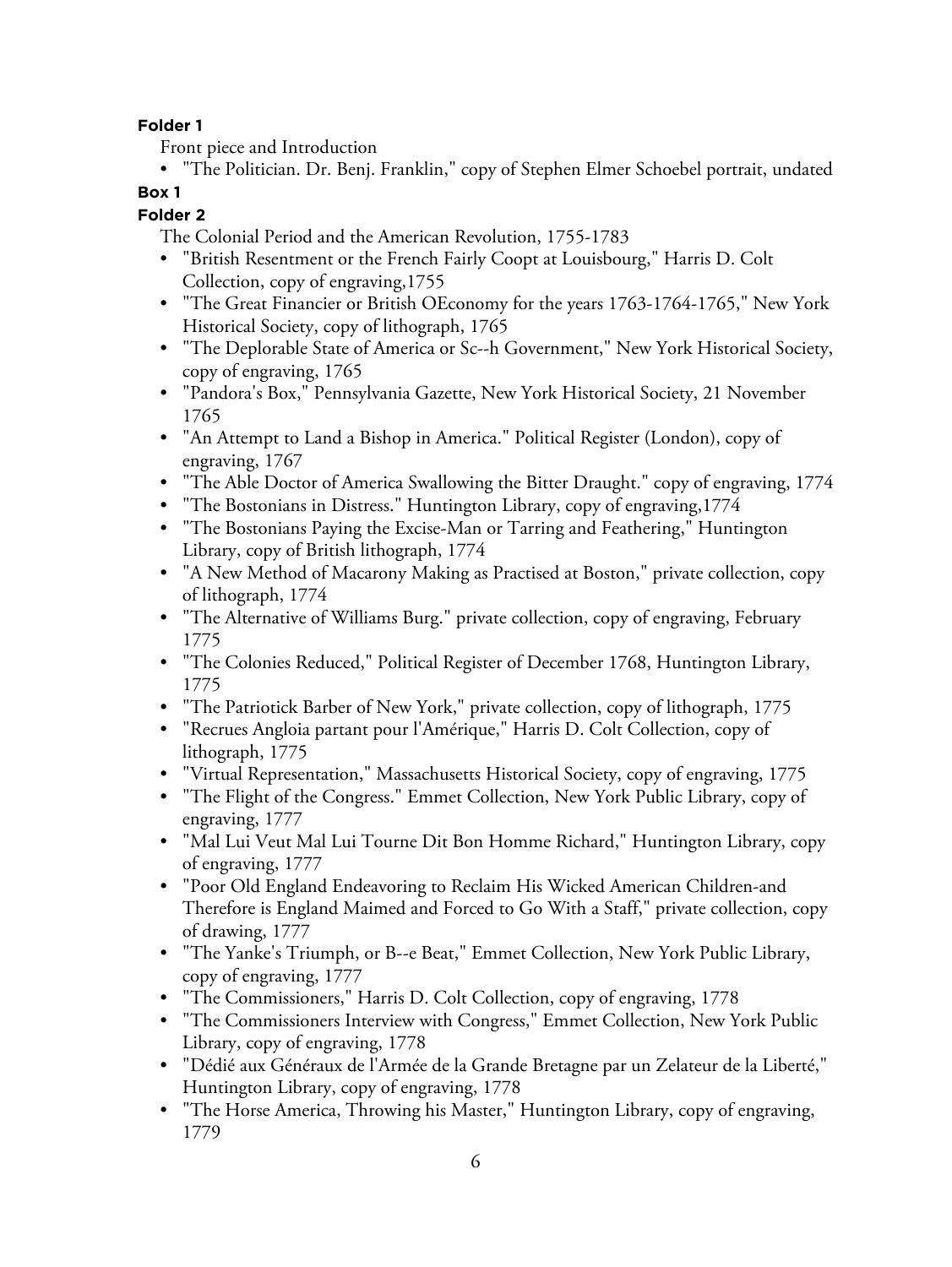**Folder 1**

Front piece and Introduction

- "The Politician. Dr. Benj. Franklin," copy of Stephen Elmer Schoebel portrait, undated

**Box 1**

**Folder 2**

The Colonial Period and the American Revolution, 1755-1783

- "British Resentment or the French Fairly Coopt at Louisbourg," Harris D. Colt Collection, copy of engraving,1755
- "The Great Financier or British OEconomy for the years 1763-1764-1765," New York Historical Society, copy of lithograph, 1765
- "The Deplorable State of America or Sc--h Government," New York Historical Society, copy of engraving, 1765
- "Pandora's Box," Pennsylvania Gazette, New York Historical Society, 21 November 1765
- "An Attempt to Land a Bishop in America." Political Register (London), copy of engraving, 1767
- "The Able Doctor of America Swallowing the Bitter Draught." copy of engraving, 1774
- "The Bostonians in Distress." Huntington Library, copy of engraving,1774
- "The Bostonians Paying the Excise-Man or Tarring and Feathering," Huntington Library, copy of British lithograph, 1774
- "A New Method of Macarony Making as Practised at Boston," private collection, copy of lithograph, 1774
- "The Alternative of Williams Burg." private collection, copy of engraving, February 1775
- "The Colonies Reduced," Political Register of December 1768, Huntington Library, 1775
- "The Patriotick Barber of New York," private collection, copy of lithograph, 1775
- "Recrues Angloia partant pour l'Amérique," Harris D. Colt Collection, copy of lithograph, 1775
- "Virtual Representation," Massachusetts Historical Society, copy of engraving, 1775
- "The Flight of the Congress." Emmet Collection, New York Public Library, copy of engraving, 1777
- "Mal Lui Veut Mal Lui Tourne Dit Bon Homme Richard," Huntington Library, copy of engraving, 1777
- "Poor Old England Endeavoring to Reclaim His Wicked American Children-and Therefore is England Maimed and Forced to Go With a Staff," private collection, copy of drawing, 1777
- "The Yanke's Triumph, or B--e Beat," Emmet Collection, New York Public Library, copy of engraving, 1777
- "The Commissioners," Harris D. Colt Collection, copy of engraving, 1778
- "The Commissioners Interview with Congress," Emmet Collection, New York Public Library, copy of engraving, 1778
- "Dédié aux Généraux de l'Armée de la Grande Bretagne par un Zelateur de la Liberté," Huntington Library, copy of engraving, 1778
- "The Horse America, Throwing his Master," Huntington Library, copy of engraving, 1779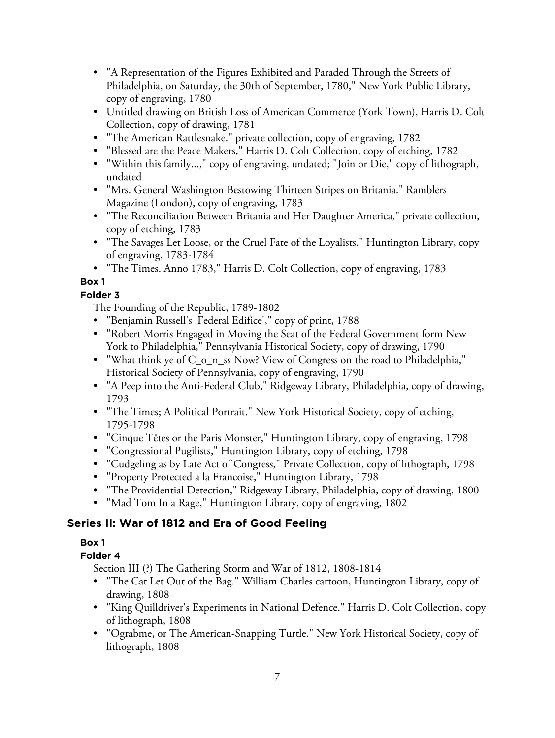- "A Representation of the Figures Exhibited and Paraded Through the Streets of Philadelphia, on Saturday, the 30th of September, 1780," New York Public Library, copy of engraving, 1780
- Untitled drawing on British Loss of American Commerce (York Town), Harris D. Colt Collection, copy of drawing, 1781
- "The American Rattlesnake." private collection, copy of engraving, 1782
- "Blessed are the Peace Makers," Harris D. Colt Collection, copy of etching, 1782
- "Within this family...," copy of engraving, undated; "Join or Die," copy of lithograph, undated
- "Mrs. General Washington Bestowing Thirteen Stripes on Britania." Ramblers Magazine (London), copy of engraving, 1783
- "The Reconciliation Between Britania and Her Daughter America," private collection, copy of etching, 1783
- "The Savages Let Loose, or the Cruel Fate of the Loyalists." Huntington Library, copy of engraving, 1783-1784
- "The Times. Anno 1783," Harris D. Colt Collection, copy of engraving, 1783

**Box 1**

**Folder 3**

The Founding of the Republic, 1789-1802

- "Benjamin Russell's 'Federal Edifice'," copy of print, 1788
- "Robert Morris Engaged in Moving the Seat of the Federal Government form New York to Philadelphia," Pennsylvania Historical Society, copy of drawing, 1790
- "What think ye of C_o_n_ss Now? View of Congress on the road to Philadelphia," Historical Society of Pennsylvania, copy of engraving, 1790
- "A Peep into the Anti-Federal Club," Ridgeway Library, Philadelphia, copy of drawing, 1793
- "The Times; A Political Portrait." New York Historical Society, copy of etching, 1795-1798
- "Cinque Têtes or the Paris Monster," Huntington Library, copy of engraving, 1798
- "Congressional Pugilists," Huntington Library, copy of etching, 1798
- "Cudgeling as by Late Act of Congress," Private Collection, copy of lithograph, 1798
- "Property Protected a la Francoise," Huntington Library, 1798
- "The Providential Detection," Ridgeway Library, Philadelphia, copy of drawing, 1800
- "Mad Tom In a Rage," Huntington Library, copy of engraving, 1802

## Series II: War of 1812 and Era of Good Feeling

**Box 1**

**Folder 4**

Section III (?) The Gathering Storm and War of 1812, 1808-1814

- "The Cat Let Out of the Bag." William Charles cartoon, Huntington Library, copy of drawing, 1808
- "King Quilldriver's Experiments in National Defence." Harris D. Colt Collection, copy of lithograph, 1808
- "Ograbme, or The American-Snapping Turtle." New York Historical Society, copy of lithograph, 1808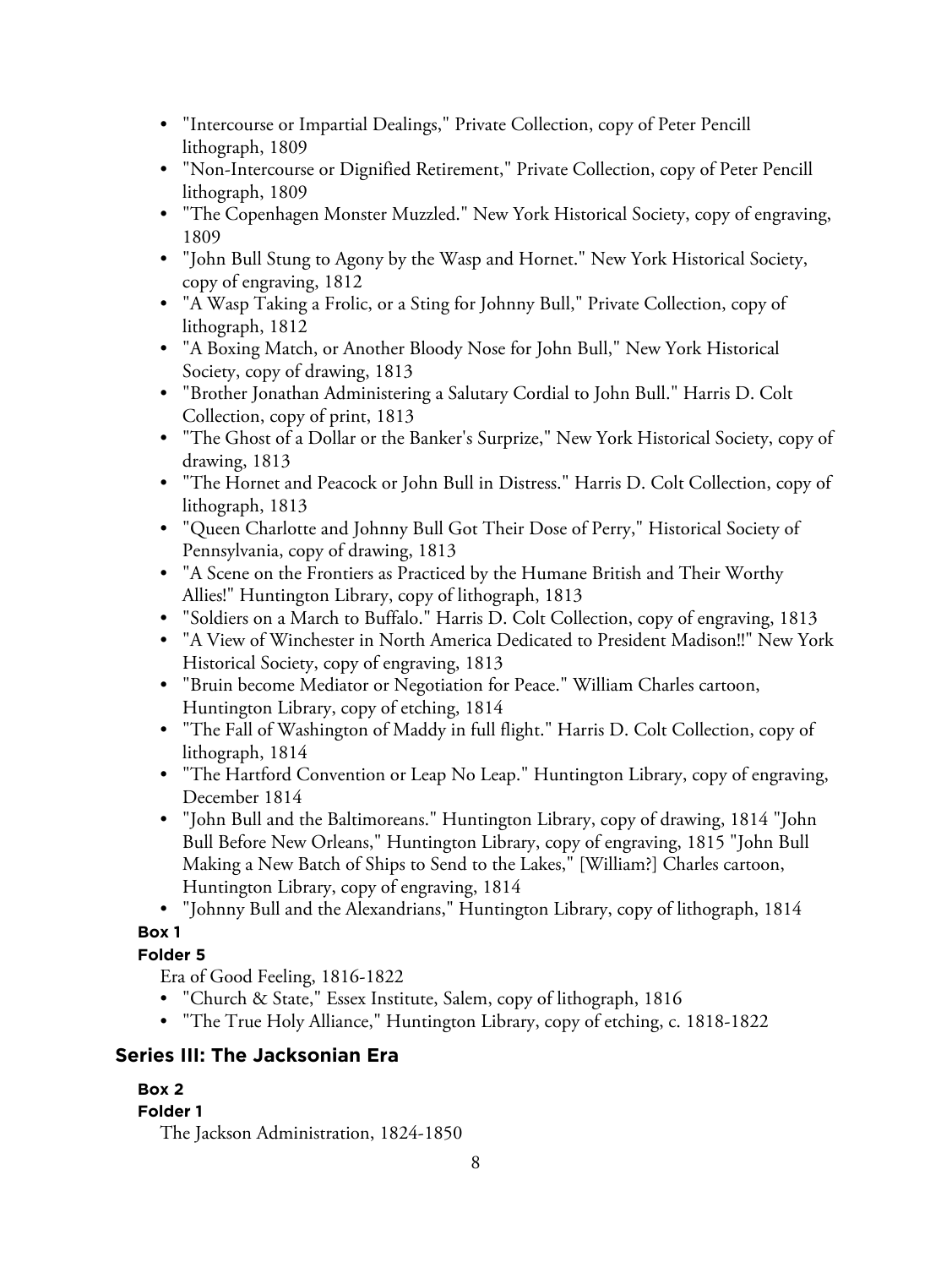- "Intercourse or Impartial Dealings," Private Collection, copy of Peter Pencill lithograph, 1809
- "Non-Intercourse or Dignified Retirement," Private Collection, copy of Peter Pencill lithograph, 1809
- "The Copenhagen Monster Muzzled." New York Historical Society, copy of engraving, 1809
- "John Bull Stung to Agony by the Wasp and Hornet." New York Historical Society, copy of engraving, 1812
- "A Wasp Taking a Frolic, or a Sting for Johnny Bull," Private Collection, copy of lithograph, 1812
- "A Boxing Match, or Another Bloody Nose for John Bull," New York Historical Society, copy of drawing, 1813
- "Brother Jonathan Administering a Salutary Cordial to John Bull." Harris D. Colt Collection, copy of print, 1813
- "The Ghost of a Dollar or the Banker's Surprize," New York Historical Society, copy of drawing, 1813
- "The Hornet and Peacock or John Bull in Distress." Harris D. Colt Collection, copy of lithograph, 1813
- "Queen Charlotte and Johnny Bull Got Their Dose of Perry," Historical Society of Pennsylvania, copy of drawing, 1813
- "A Scene on the Frontiers as Practiced by the Humane British and Their Worthy Allies!" Huntington Library, copy of lithograph, 1813
- "Soldiers on a March to Buffalo." Harris D. Colt Collection, copy of engraving, 1813
- "A View of Winchester in North America Dedicated to President Madison!!" New York Historical Society, copy of engraving, 1813
- "Bruin become Mediator or Negotiation for Peace." William Charles cartoon, Huntington Library, copy of etching, 1814
- "The Fall of Washington of Maddy in full flight." Harris D. Colt Collection, copy of lithograph, 1814
- "The Hartford Convention or Leap No Leap." Huntington Library, copy of engraving, December 1814
- "John Bull and the Baltimoreans." Huntington Library, copy of drawing, 1814 "John Bull Before New Orleans," Huntington Library, copy of engraving, 1815 "John Bull Making a New Batch of Ships to Send to the Lakes," [William?] Charles cartoon, Huntington Library, copy of engraving, 1814
- "Johnny Bull and the Alexandrians," Huntington Library, copy of lithograph, 1814

**Box 1**

**Folder 5**

Era of Good Feeling, 1816-1822

- "Church & State," Essex Institute, Salem, copy of lithograph, 1816
- "The True Holy Alliance," Huntington Library, copy of etching, c. 1818-1822

## Series III: The Jacksonian Era

**Box 2**

**Folder 1**

The Jackson Administration, 1824-1850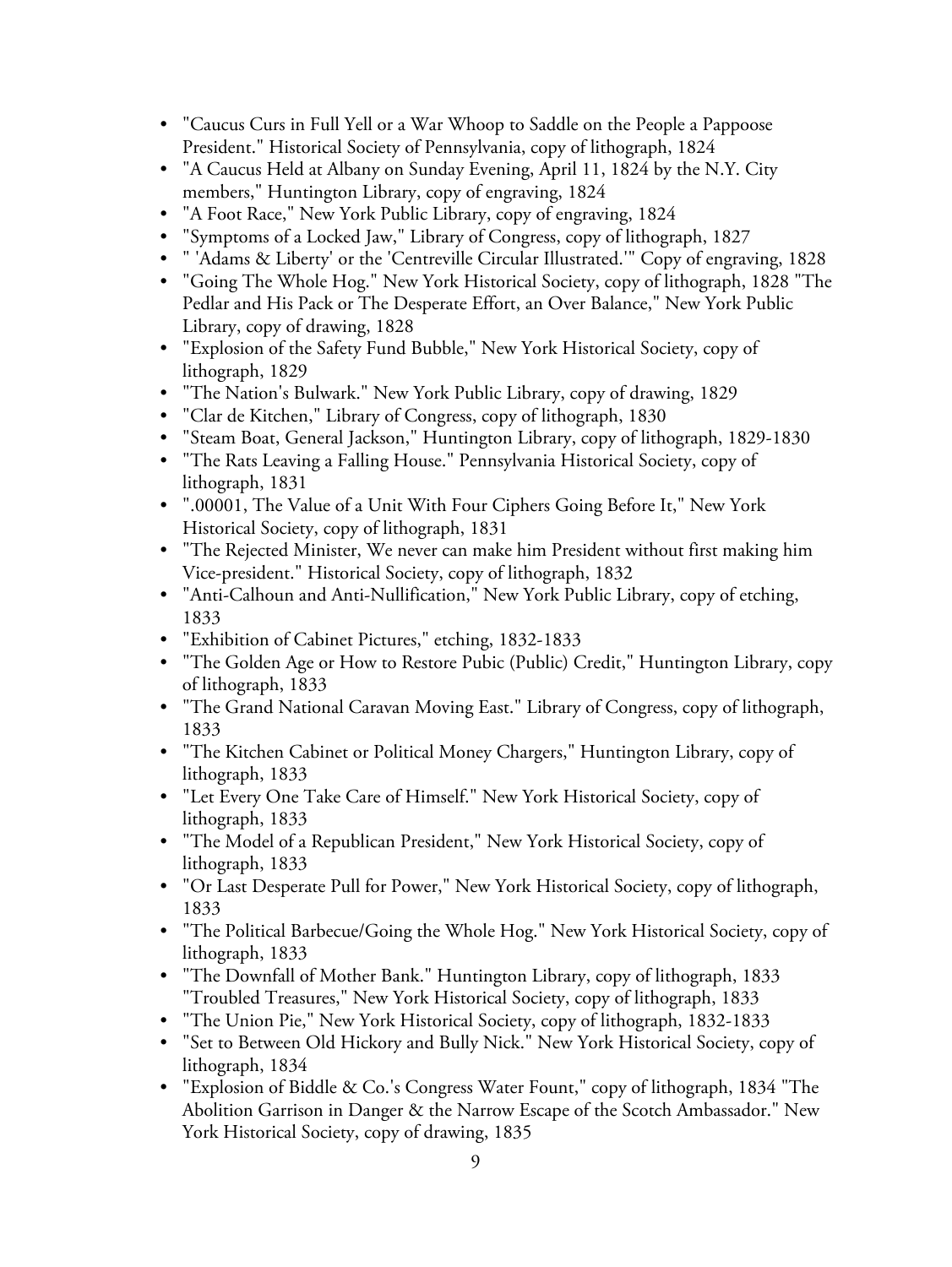- "Caucus Curs in Full Yell or a War Whoop to Saddle on the People a Pappoose President." Historical Society of Pennsylvania, copy of lithograph, 1824
- "A Caucus Held at Albany on Sunday Evening, April 11, 1824 by the N.Y. City members," Huntington Library, copy of engraving, 1824
- "A Foot Race," New York Public Library, copy of engraving, 1824
- "Symptoms of a Locked Jaw," Library of Congress, copy of lithograph, 1827
- " 'Adams & Liberty' or the 'Centreville Circular Illustrated.'" Copy of engraving, 1828
- "Going The Whole Hog." New York Historical Society, copy of lithograph, 1828 "The Pedlar and His Pack or The Desperate Effort, an Over Balance," New York Public Library, copy of drawing, 1828
- "Explosion of the Safety Fund Bubble," New York Historical Society, copy of lithograph, 1829
- "The Nation's Bulwark." New York Public Library, copy of drawing, 1829
- "Clar de Kitchen," Library of Congress, copy of lithograph, 1830
- "Steam Boat, General Jackson," Huntington Library, copy of lithograph, 1829-1830
- "The Rats Leaving a Falling House." Pennsylvania Historical Society, copy of lithograph, 1831
- ".00001, The Value of a Unit With Four Ciphers Going Before It," New York Historical Society, copy of lithograph, 1831
- "The Rejected Minister, We never can make him President without first making him Vice-president." Historical Society, copy of lithograph, 1832
- "Anti-Calhoun and Anti-Nullification," New York Public Library, copy of etching, 1833
- "Exhibition of Cabinet Pictures," etching, 1832-1833
- "The Golden Age or How to Restore Pubic (Public) Credit," Huntington Library, copy of lithograph, 1833
- "The Grand National Caravan Moving East." Library of Congress, copy of lithograph, 1833
- "The Kitchen Cabinet or Political Money Chargers," Huntington Library, copy of lithograph, 1833
- "Let Every One Take Care of Himself." New York Historical Society, copy of lithograph, 1833
- "The Model of a Republican President," New York Historical Society, copy of lithograph, 1833
- "Or Last Desperate Pull for Power," New York Historical Society, copy of lithograph, 1833
- "The Political Barbecue/Going the Whole Hog." New York Historical Society, copy of lithograph, 1833
- "The Downfall of Mother Bank." Huntington Library, copy of lithograph, 1833 "Troubled Treasures," New York Historical Society, copy of lithograph, 1833
- "The Union Pie," New York Historical Society, copy of lithograph, 1832-1833
- "Set to Between Old Hickory and Bully Nick." New York Historical Society, copy of lithograph, 1834
- "Explosion of Biddle & Co.'s Congress Water Fount," copy of lithograph, 1834 "The Abolition Garrison in Danger & the Narrow Escape of the Scotch Ambassador." New York Historical Society, copy of drawing, 1835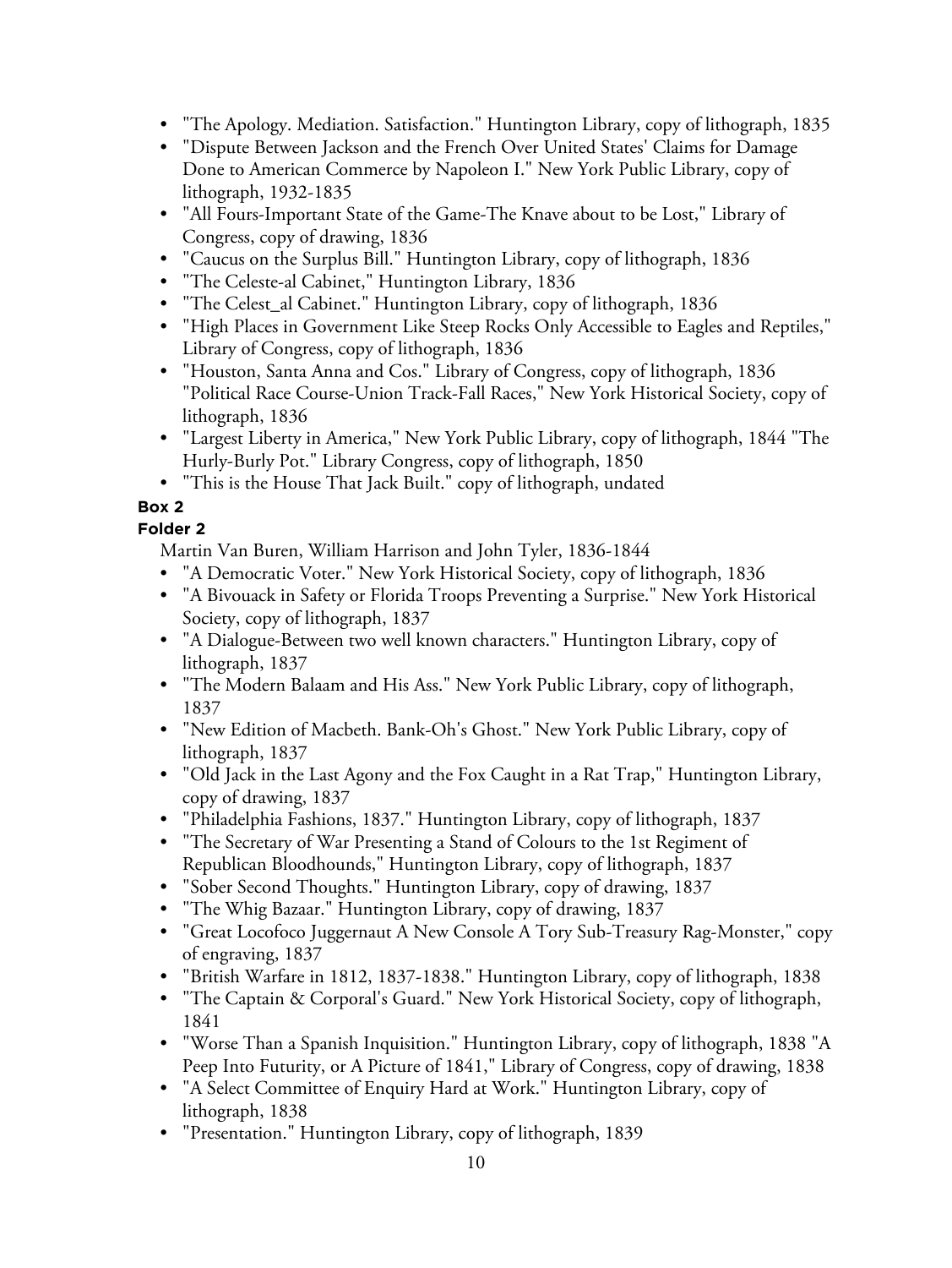- "The Apology. Mediation. Satisfaction." Huntington Library, copy of lithograph, 1835
- "Dispute Between Jackson and the French Over United States' Claims for Damage Done to American Commerce by Napoleon I." New York Public Library, copy of lithograph, 1932-1835
- "All Fours-Important State of the Game-The Knave about to be Lost," Library of Congress, copy of drawing, 1836
- "Caucus on the Surplus Bill." Huntington Library, copy of lithograph, 1836
- "The Celeste-al Cabinet," Huntington Library, 1836
- "The Celest_al Cabinet." Huntington Library, copy of lithograph, 1836
- "High Places in Government Like Steep Rocks Only Accessible to Eagles and Reptiles," Library of Congress, copy of lithograph, 1836
- "Houston, Santa Anna and Cos." Library of Congress, copy of lithograph, 1836 "Political Race Course-Union Track-Fall Races," New York Historical Society, copy of lithograph, 1836
- "Largest Liberty in America," New York Public Library, copy of lithograph, 1844 "The Hurly-Burly Pot." Library Congress, copy of lithograph, 1850
- "This is the House That Jack Built." copy of lithograph, undated

**Box 2**

**Folder 2**

Martin Van Buren, William Harrison and John Tyler, 1836-1844

- "A Democratic Voter." New York Historical Society, copy of lithograph, 1836
- "A Bivouack in Safety or Florida Troops Preventing a Surprise." New York Historical Society, copy of lithograph, 1837
- "A Dialogue-Between two well known characters." Huntington Library, copy of lithograph, 1837
- "The Modern Balaam and His Ass." New York Public Library, copy of lithograph, 1837
- "New Edition of Macbeth. Bank-Oh's Ghost." New York Public Library, copy of lithograph, 1837
- "Old Jack in the Last Agony and the Fox Caught in a Rat Trap," Huntington Library, copy of drawing, 1837
- "Philadelphia Fashions, 1837." Huntington Library, copy of lithograph, 1837
- "The Secretary of War Presenting a Stand of Colours to the 1st Regiment of Republican Bloodhounds," Huntington Library, copy of lithograph, 1837
- "Sober Second Thoughts." Huntington Library, copy of drawing, 1837
- "The Whig Bazaar." Huntington Library, copy of drawing, 1837
- "Great Locofoco Juggernaut A New Console A Tory Sub-Treasury Rag-Monster," copy of engraving, 1837
- "British Warfare in 1812, 1837-1838." Huntington Library, copy of lithograph, 1838
- "The Captain & Corporal's Guard." New York Historical Society, copy of lithograph, 1841
- "Worse Than a Spanish Inquisition." Huntington Library, copy of lithograph, 1838 "A Peep Into Futurity, or A Picture of 1841," Library of Congress, copy of drawing, 1838
- "A Select Committee of Enquiry Hard at Work." Huntington Library, copy of lithograph, 1838
- "Presentation." Huntington Library, copy of lithograph, 1839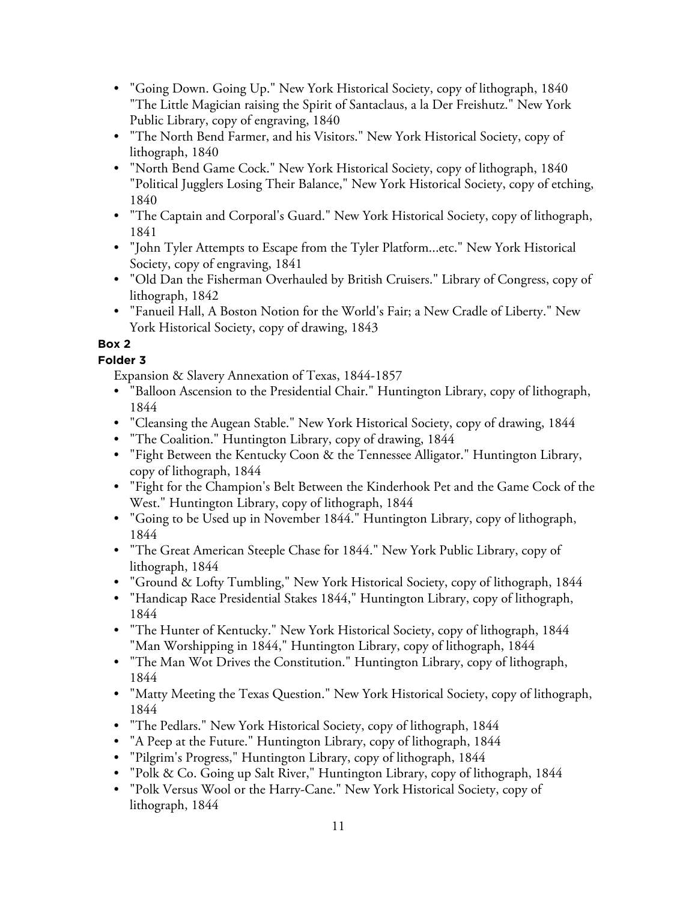- "Going Down. Going Up." New York Historical Society, copy of lithograph, 1840 "The Little Magician raising the Spirit of Santaclaus, a la Der Freishutz." New York Public Library, copy of engraving, 1840
- "The North Bend Farmer, and his Visitors." New York Historical Society, copy of lithograph, 1840
- "North Bend Game Cock." New York Historical Society, copy of lithograph, 1840 "Political Jugglers Losing Their Balance," New York Historical Society, copy of etching, 1840
- "The Captain and Corporal's Guard." New York Historical Society, copy of lithograph, 1841
- "John Tyler Attempts to Escape from the Tyler Platform...etc." New York Historical Society, copy of engraving, 1841
- "Old Dan the Fisherman Overhauled by British Cruisers." Library of Congress, copy of lithograph, 1842
- "Fanueil Hall, A Boston Notion for the World's Fair; a New Cradle of Liberty." New York Historical Society, copy of drawing, 1843

**Box 2**

**Folder 3**

Expansion & Slavery Annexation of Texas, 1844-1857

- "Balloon Ascension to the Presidential Chair." Huntington Library, copy of lithograph, 1844
- "Cleansing the Augean Stable." New York Historical Society, copy of drawing, 1844
- "The Coalition." Huntington Library, copy of drawing, 1844
- "Fight Between the Kentucky Coon & the Tennessee Alligator." Huntington Library, copy of lithograph, 1844
- "Fight for the Champion's Belt Between the Kinderhook Pet and the Game Cock of the West." Huntington Library, copy of lithograph, 1844
- "Going to be Used up in November 1844." Huntington Library, copy of lithograph, 1844
- "The Great American Steeple Chase for 1844." New York Public Library, copy of lithograph, 1844
- "Ground & Lofty Tumbling," New York Historical Society, copy of lithograph, 1844
- "Handicap Race Presidential Stakes 1844," Huntington Library, copy of lithograph, 1844
- "The Hunter of Kentucky." New York Historical Society, copy of lithograph, 1844 "Man Worshipping in 1844," Huntington Library, copy of lithograph, 1844
- "The Man Wot Drives the Constitution." Huntington Library, copy of lithograph, 1844
- "Matty Meeting the Texas Question." New York Historical Society, copy of lithograph, 1844
- "The Pedlars." New York Historical Society, copy of lithograph, 1844
- "A Peep at the Future." Huntington Library, copy of lithograph, 1844
- "Pilgrim's Progress," Huntington Library, copy of lithograph, 1844
- "Polk & Co. Going up Salt River," Huntington Library, copy of lithograph, 1844
- "Polk Versus Wool or the Harry-Cane." New York Historical Society, copy of lithograph, 1844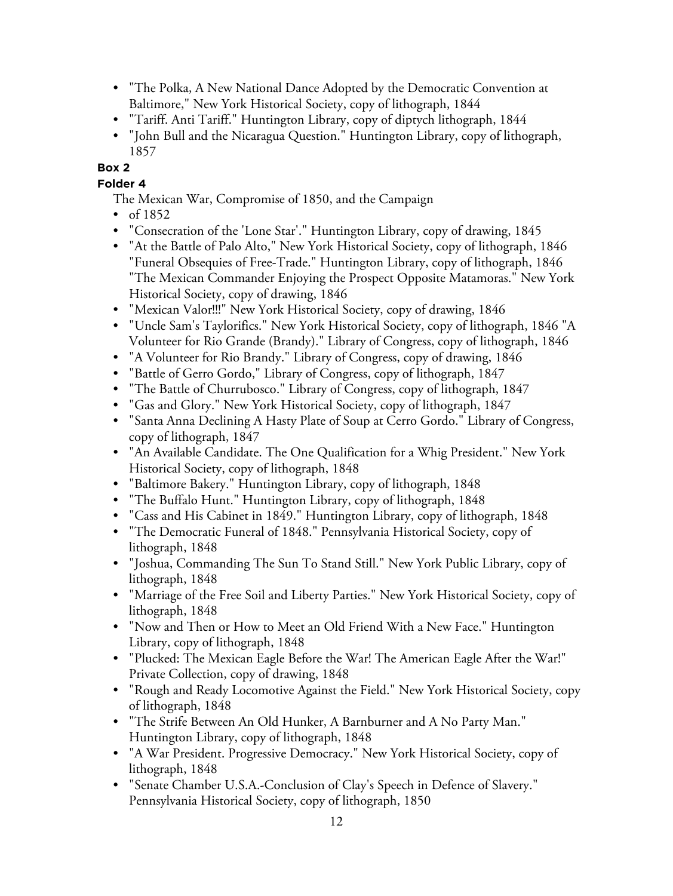- "The Polka, A New National Dance Adopted by the Democratic Convention at Baltimore," New York Historical Society, copy of lithograph, 1844
- "Tariff. Anti Tariff." Huntington Library, copy of diptych lithograph, 1844
- "John Bull and the Nicaragua Question." Huntington Library, copy of lithograph, 1857

**Box 2**

**Folder 4**

The Mexican War, Compromise of 1850, and the Campaign

- of 1852
- "Consecration of the 'Lone Star'." Huntington Library, copy of drawing, 1845
- "At the Battle of Palo Alto," New York Historical Society, copy of lithograph, 1846 "Funeral Obsequies of Free-Trade." Huntington Library, copy of lithograph, 1846 "The Mexican Commander Enjoying the Prospect Opposite Matamoras." New York Historical Society, copy of drawing, 1846
- "Mexican Valor!!!" New York Historical Society, copy of drawing, 1846
- "Uncle Sam's Taylorifics." New York Historical Society, copy of lithograph, 1846 "A Volunteer for Rio Grande (Brandy)." Library of Congress, copy of lithograph, 1846
- "A Volunteer for Rio Brandy." Library of Congress, copy of drawing, 1846
- "Battle of Gerro Gordo," Library of Congress, copy of lithograph, 1847
- "The Battle of Churrubosco." Library of Congress, copy of lithograph, 1847
- "Gas and Glory." New York Historical Society, copy of lithograph, 1847
- "Santa Anna Declining A Hasty Plate of Soup at Cerro Gordo." Library of Congress, copy of lithograph, 1847
- "An Available Candidate. The One Qualification for a Whig President." New York Historical Society, copy of lithograph, 1848
- "Baltimore Bakery." Huntington Library, copy of lithograph, 1848
- "The Buffalo Hunt." Huntington Library, copy of lithograph, 1848
- "Cass and His Cabinet in 1849." Huntington Library, copy of lithograph, 1848
- "The Democratic Funeral of 1848." Pennsylvania Historical Society, copy of lithograph, 1848
- "Joshua, Commanding The Sun To Stand Still." New York Public Library, copy of lithograph, 1848
- "Marriage of the Free Soil and Liberty Parties." New York Historical Society, copy of lithograph, 1848
- "Now and Then or How to Meet an Old Friend With a New Face." Huntington Library, copy of lithograph, 1848
- "Plucked: The Mexican Eagle Before the War! The American Eagle After the War!" Private Collection, copy of drawing, 1848
- "Rough and Ready Locomotive Against the Field." New York Historical Society, copy of lithograph, 1848
- "The Strife Between An Old Hunker, A Barnburner and A No Party Man." Huntington Library, copy of lithograph, 1848
- "A War President. Progressive Democracy." New York Historical Society, copy of lithograph, 1848
- "Senate Chamber U.S.A.-Conclusion of Clay's Speech in Defence of Slavery." Pennsylvania Historical Society, copy of lithograph, 1850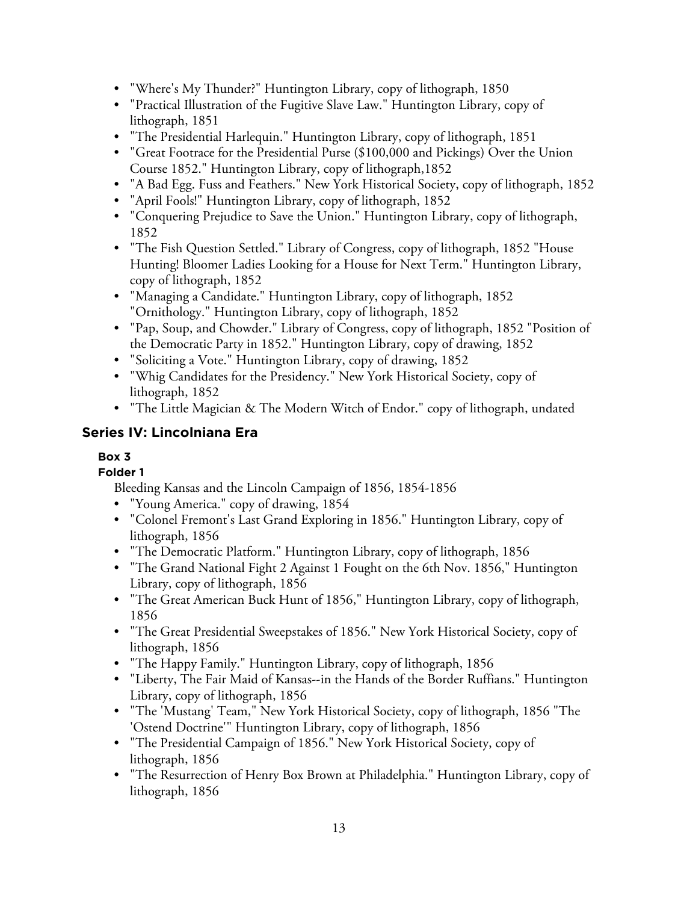- "Where's My Thunder?" Huntington Library, copy of lithograph, 1850
- "Practical Illustration of the Fugitive Slave Law." Huntington Library, copy of lithograph, 1851
- "The Presidential Harlequin." Huntington Library, copy of lithograph, 1851
- "Great Footrace for the Presidential Purse ($100,000 and Pickings) Over the Union Course 1852." Huntington Library, copy of lithograph,1852
- "A Bad Egg. Fuss and Feathers." New York Historical Society, copy of lithograph, 1852
- "April Fools!" Huntington Library, copy of lithograph, 1852
- "Conquering Prejudice to Save the Union." Huntington Library, copy of lithograph, 1852
- "The Fish Question Settled." Library of Congress, copy of lithograph, 1852 "House Hunting! Bloomer Ladies Looking for a House for Next Term." Huntington Library, copy of lithograph, 1852
- "Managing a Candidate." Huntington Library, copy of lithograph, 1852 "Ornithology." Huntington Library, copy of lithograph, 1852
- "Pap, Soup, and Chowder." Library of Congress, copy of lithograph, 1852 "Position of the Democratic Party in 1852." Huntington Library, copy of drawing, 1852
- "Soliciting a Vote." Huntington Library, copy of drawing, 1852
- "Whig Candidates for the Presidency." New York Historical Society, copy of lithograph, 1852
- "The Little Magician & The Modern Witch of Endor." copy of lithograph, undated

## Series IV: Lincolniana Era

#### Box 3

#### Folder 1

Bleeding Kansas and the Lincoln Campaign of 1856, 1854-1856

- "Young America." copy of drawing, 1854
- "Colonel Fremont's Last Grand Exploring in 1856." Huntington Library, copy of lithograph, 1856
- "The Democratic Platform." Huntington Library, copy of lithograph, 1856
- "The Grand National Fight 2 Against 1 Fought on the 6th Nov. 1856," Huntington Library, copy of lithograph, 1856
- "The Great American Buck Hunt of 1856," Huntington Library, copy of lithograph, 1856
- "The Great Presidential Sweepstakes of 1856." New York Historical Society, copy of lithograph, 1856
- "The Happy Family." Huntington Library, copy of lithograph, 1856
- "Liberty, The Fair Maid of Kansas--in the Hands of the Border Ruffians." Huntington Library, copy of lithograph, 1856
- "The 'Mustang' Team," New York Historical Society, copy of lithograph, 1856 "The 'Ostend Doctrine'" Huntington Library, copy of lithograph, 1856
- "The Presidential Campaign of 1856." New York Historical Society, copy of lithograph, 1856
- "The Resurrection of Henry Box Brown at Philadelphia." Huntington Library, copy of lithograph, 1856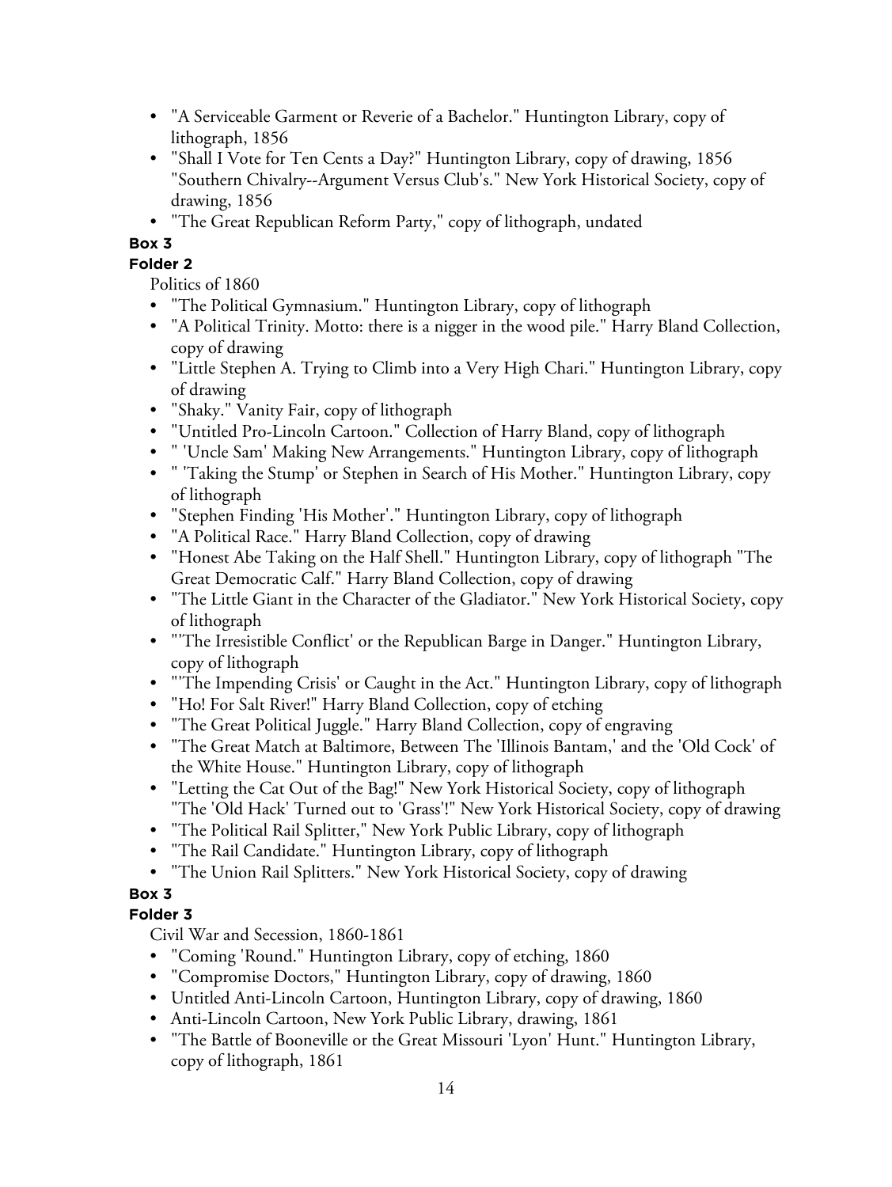- "A Serviceable Garment or Reverie of a Bachelor." Huntington Library, copy of lithograph, 1856
- "Shall I Vote for Ten Cents a Day?" Huntington Library, copy of drawing, 1856 "Southern Chivalry--Argument Versus Club's." New York Historical Society, copy of drawing, 1856
- "The Great Republican Reform Party," copy of lithograph, undated

**Box 3**

**Folder 2**

Politics of 1860

- "The Political Gymnasium." Huntington Library, copy of lithograph
- "A Political Trinity. Motto: there is a nigger in the wood pile." Harry Bland Collection, copy of drawing
- "Little Stephen A. Trying to Climb into a Very High Chari." Huntington Library, copy of drawing
- "Shaky." Vanity Fair, copy of lithograph
- "Untitled Pro-Lincoln Cartoon." Collection of Harry Bland, copy of lithograph
- " 'Uncle Sam' Making New Arrangements." Huntington Library, copy of lithograph
- " 'Taking the Stump' or Stephen in Search of His Mother." Huntington Library, copy of lithograph
- "Stephen Finding 'His Mother'." Huntington Library, copy of lithograph
- "A Political Race." Harry Bland Collection, copy of drawing
- "Honest Abe Taking on the Half Shell." Huntington Library, copy of lithograph "The Great Democratic Calf." Harry Bland Collection, copy of drawing
- "The Little Giant in the Character of the Gladiator." New York Historical Society, copy of lithograph
- "'The Irresistible Conflict' or the Republican Barge in Danger." Huntington Library, copy of lithograph
- "'The Impending Crisis' or Caught in the Act." Huntington Library, copy of lithograph
- "Ho! For Salt River!" Harry Bland Collection, copy of etching
- "The Great Political Juggle." Harry Bland Collection, copy of engraving
- "The Great Match at Baltimore, Between The 'Illinois Bantam,' and the 'Old Cock' of the White House." Huntington Library, copy of lithograph
- "Letting the Cat Out of the Bag!" New York Historical Society, copy of lithograph "The 'Old Hack' Turned out to 'Grass'!" New York Historical Society, copy of drawing
- "The Political Rail Splitter," New York Public Library, copy of lithograph
- "The Rail Candidate." Huntington Library, copy of lithograph
- "The Union Rail Splitters." New York Historical Society, copy of drawing

**Box 3**

**Folder 3**

Civil War and Secession, 1860-1861

- "Coming 'Round." Huntington Library, copy of etching, 1860
- "Compromise Doctors," Huntington Library, copy of drawing, 1860
- Untitled Anti-Lincoln Cartoon, Huntington Library, copy of drawing, 1860
- Anti-Lincoln Cartoon, New York Public Library, drawing, 1861
- "The Battle of Booneville or the Great Missouri 'Lyon' Hunt." Huntington Library, copy of lithograph, 1861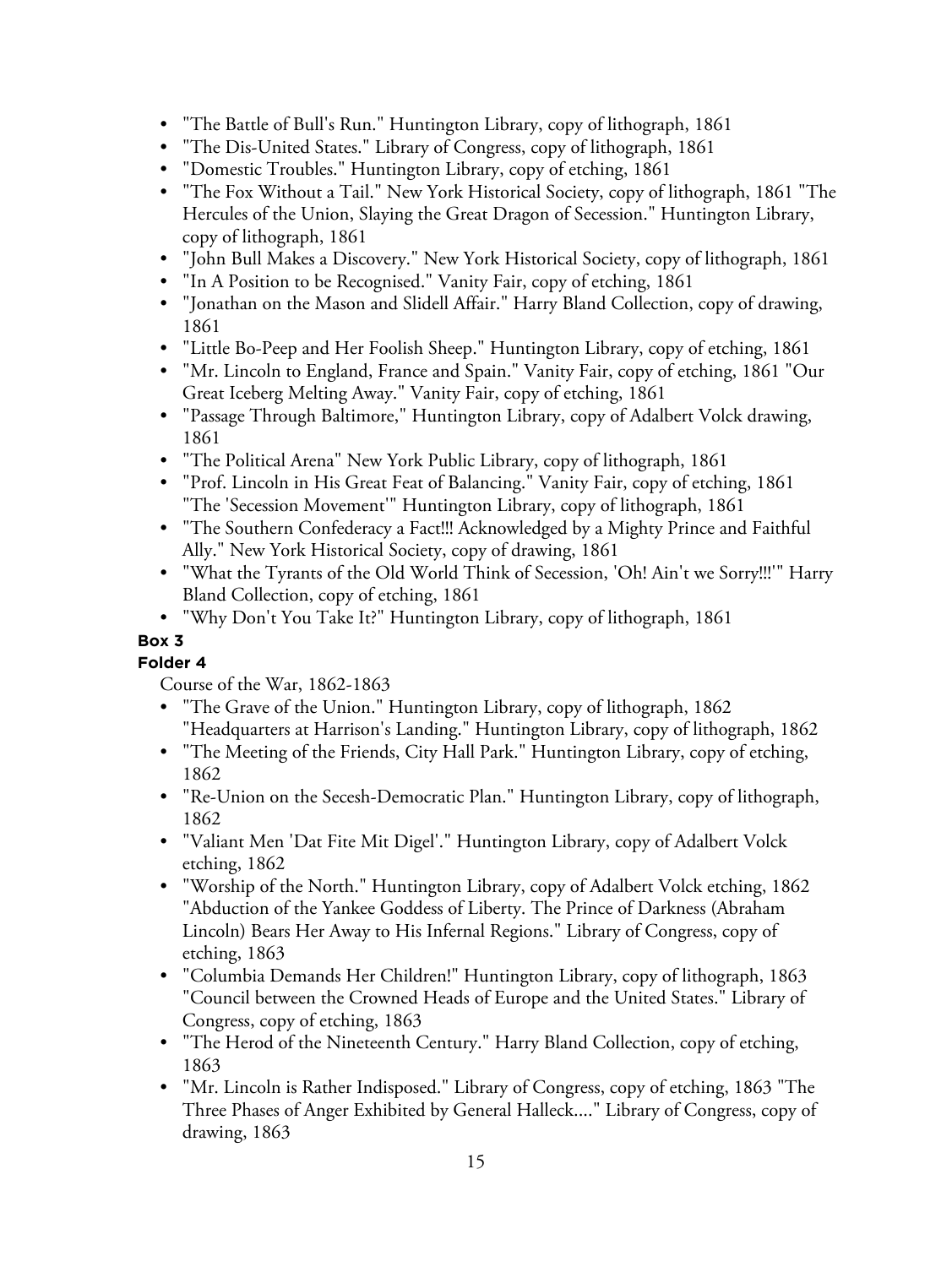- "The Battle of Bull's Run." Huntington Library, copy of lithograph, 1861
- "The Dis-United States." Library of Congress, copy of lithograph, 1861
- "Domestic Troubles." Huntington Library, copy of etching, 1861
- "The Fox Without a Tail." New York Historical Society, copy of lithograph, 1861 "The Hercules of the Union, Slaying the Great Dragon of Secession." Huntington Library, copy of lithograph, 1861
- "John Bull Makes a Discovery." New York Historical Society, copy of lithograph, 1861
- "In A Position to be Recognised." Vanity Fair, copy of etching, 1861
- "Jonathan on the Mason and Slidell Affair." Harry Bland Collection, copy of drawing, 1861
- "Little Bo-Peep and Her Foolish Sheep." Huntington Library, copy of etching, 1861
- "Mr. Lincoln to England, France and Spain." Vanity Fair, copy of etching, 1861 "Our Great Iceberg Melting Away." Vanity Fair, copy of etching, 1861
- "Passage Through Baltimore," Huntington Library, copy of Adalbert Volck drawing, 1861
- "The Political Arena" New York Public Library, copy of lithograph, 1861
- "Prof. Lincoln in His Great Feat of Balancing." Vanity Fair, copy of etching, 1861 "The 'Secession Movement'" Huntington Library, copy of lithograph, 1861
- "The Southern Confederacy a Fact!!! Acknowledged by a Mighty Prince and Faithful Ally." New York Historical Society, copy of drawing, 1861
- "What the Tyrants of the Old World Think of Secession, 'Oh! Ain't we Sorry!!!'" Harry Bland Collection, copy of etching, 1861
- "Why Don't You Take It?" Huntington Library, copy of lithograph, 1861

**Box 3**

**Folder 4**

Course of the War, 1862-1863

- "The Grave of the Union." Huntington Library, copy of lithograph, 1862 "Headquarters at Harrison's Landing." Huntington Library, copy of lithograph, 1862
- "The Meeting of the Friends, City Hall Park." Huntington Library, copy of etching, 1862
- "Re-Union on the Secesh-Democratic Plan." Huntington Library, copy of lithograph, 1862
- "Valiant Men 'Dat Fite Mit Digel'." Huntington Library, copy of Adalbert Volck etching, 1862
- "Worship of the North." Huntington Library, copy of Adalbert Volck etching, 1862 "Abduction of the Yankee Goddess of Liberty. The Prince of Darkness (Abraham Lincoln) Bears Her Away to His Infernal Regions." Library of Congress, copy of etching, 1863
- "Columbia Demands Her Children!" Huntington Library, copy of lithograph, 1863 "Council between the Crowned Heads of Europe and the United States." Library of Congress, copy of etching, 1863
- "The Herod of the Nineteenth Century." Harry Bland Collection, copy of etching, 1863
- "Mr. Lincoln is Rather Indisposed." Library of Congress, copy of etching, 1863 "The Three Phases of Anger Exhibited by General Halleck...." Library of Congress, copy of drawing, 1863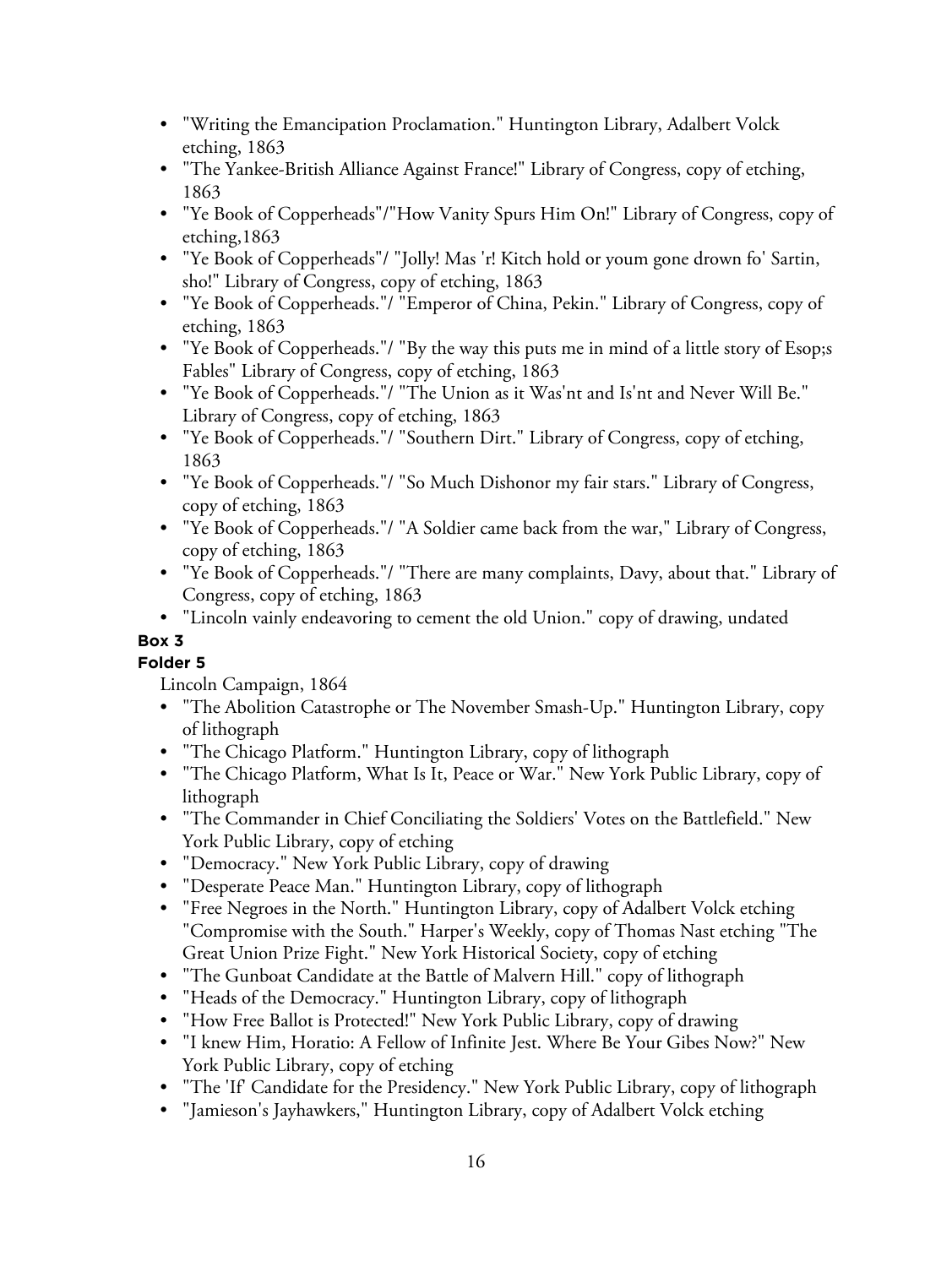- "Writing the Emancipation Proclamation." Huntington Library, Adalbert Volck etching, 1863
- "The Yankee-British Alliance Against France!" Library of Congress, copy of etching, 1863
- "Ye Book of Copperheads"/"How Vanity Spurs Him On!" Library of Congress, copy of etching,1863
- "Ye Book of Copperheads"/ "Jolly! Mas 'r! Kitch hold or youm gone drown fo' Sartin, sho!" Library of Congress, copy of etching, 1863
- "Ye Book of Copperheads."/ "Emperor of China, Pekin." Library of Congress, copy of etching, 1863
- "Ye Book of Copperheads."/ "By the way this puts me in mind of a little story of Esop;s Fables" Library of Congress, copy of etching, 1863
- "Ye Book of Copperheads."/ "The Union as it Was'nt and Is'nt and Never Will Be." Library of Congress, copy of etching, 1863
- "Ye Book of Copperheads."/ "Southern Dirt." Library of Congress, copy of etching, 1863
- "Ye Book of Copperheads."/ "So Much Dishonor my fair stars." Library of Congress, copy of etching, 1863
- "Ye Book of Copperheads."/ "A Soldier came back from the war," Library of Congress, copy of etching, 1863
- "Ye Book of Copperheads."/ "There are many complaints, Davy, about that." Library of Congress, copy of etching, 1863
- "Lincoln vainly endeavoring to cement the old Union." copy of drawing, undated

**Box 3**

**Folder 5**

Lincoln Campaign, 1864

- "The Abolition Catastrophe or The November Smash-Up." Huntington Library, copy of lithograph
- "The Chicago Platform." Huntington Library, copy of lithograph
- "The Chicago Platform, What Is It, Peace or War." New York Public Library, copy of lithograph
- "The Commander in Chief Conciliating the Soldiers' Votes on the Battlefield." New York Public Library, copy of etching
- "Democracy." New York Public Library, copy of drawing
- "Desperate Peace Man." Huntington Library, copy of lithograph
- "Free Negroes in the North." Huntington Library, copy of Adalbert Volck etching "Compromise with the South." Harper's Weekly, copy of Thomas Nast etching "The Great Union Prize Fight." New York Historical Society, copy of etching
- "The Gunboat Candidate at the Battle of Malvern Hill." copy of lithograph
- "Heads of the Democracy." Huntington Library, copy of lithograph
- "How Free Ballot is Protected!" New York Public Library, copy of drawing
- "I knew Him, Horatio: A Fellow of Infinite Jest. Where Be Your Gibes Now?" New York Public Library, copy of etching
- "The 'If' Candidate for the Presidency." New York Public Library, copy of lithograph
- "Jamieson's Jayhawkers," Huntington Library, copy of Adalbert Volck etching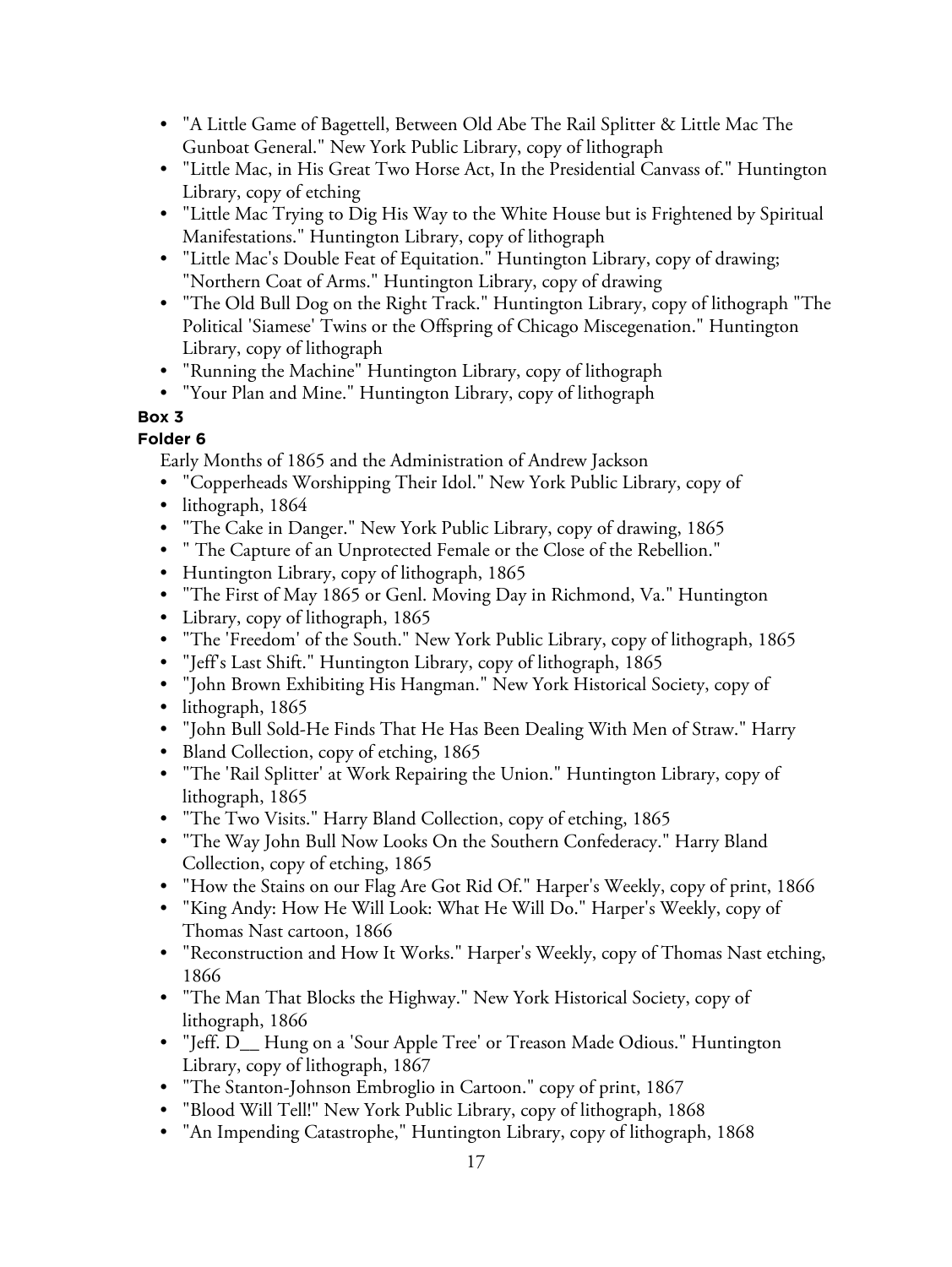- "A Little Game of Bagettell, Between Old Abe The Rail Splitter & Little Mac The Gunboat General." New York Public Library, copy of lithograph
- "Little Mac, in His Great Two Horse Act, In the Presidential Canvass of." Huntington Library, copy of etching
- "Little Mac Trying to Dig His Way to the White House but is Frightened by Spiritual Manifestations." Huntington Library, copy of lithograph
- "Little Mac's Double Feat of Equitation." Huntington Library, copy of drawing; "Northern Coat of Arms." Huntington Library, copy of drawing
- "The Old Bull Dog on the Right Track." Huntington Library, copy of lithograph "The Political 'Siamese' Twins or the Offspring of Chicago Miscegenation." Huntington Library, copy of lithograph
- "Running the Machine" Huntington Library, copy of lithograph
- "Your Plan and Mine." Huntington Library, copy of lithograph

**Box 3**

**Folder 6**

Early Months of 1865 and the Administration of Andrew Jackson

- "Copperheads Worshipping Their Idol." New York Public Library, copy of
- lithograph, 1864
- "The Cake in Danger." New York Public Library, copy of drawing, 1865
- " The Capture of an Unprotected Female or the Close of the Rebellion."
- Huntington Library, copy of lithograph, 1865
- "The First of May 1865 or Genl. Moving Day in Richmond, Va." Huntington
- Library, copy of lithograph, 1865
- "The 'Freedom' of the South." New York Public Library, copy of lithograph, 1865
- "Jeff's Last Shift." Huntington Library, copy of lithograph, 1865
- "John Brown Exhibiting His Hangman." New York Historical Society, copy of
- lithograph, 1865
- "John Bull Sold-He Finds That He Has Been Dealing With Men of Straw." Harry
- Bland Collection, copy of etching, 1865
- "The 'Rail Splitter' at Work Repairing the Union." Huntington Library, copy of lithograph, 1865
- "The Two Visits." Harry Bland Collection, copy of etching, 1865
- "The Way John Bull Now Looks On the Southern Confederacy." Harry Bland Collection, copy of etching, 1865
- "How the Stains on our Flag Are Got Rid Of." Harper's Weekly, copy of print, 1866
- "King Andy: How He Will Look: What He Will Do." Harper's Weekly, copy of Thomas Nast cartoon, 1866
- "Reconstruction and How It Works." Harper's Weekly, copy of Thomas Nast etching, 1866
- "The Man That Blocks the Highway." New York Historical Society, copy of lithograph, 1866
- "Jeff. D__ Hung on a 'Sour Apple Tree' or Treason Made Odious." Huntington Library, copy of lithograph, 1867
- "The Stanton-Johnson Embroglio in Cartoon." copy of print, 1867
- "Blood Will Tell!" New York Public Library, copy of lithograph, 1868
- "An Impending Catastrophe," Huntington Library, copy of lithograph, 1868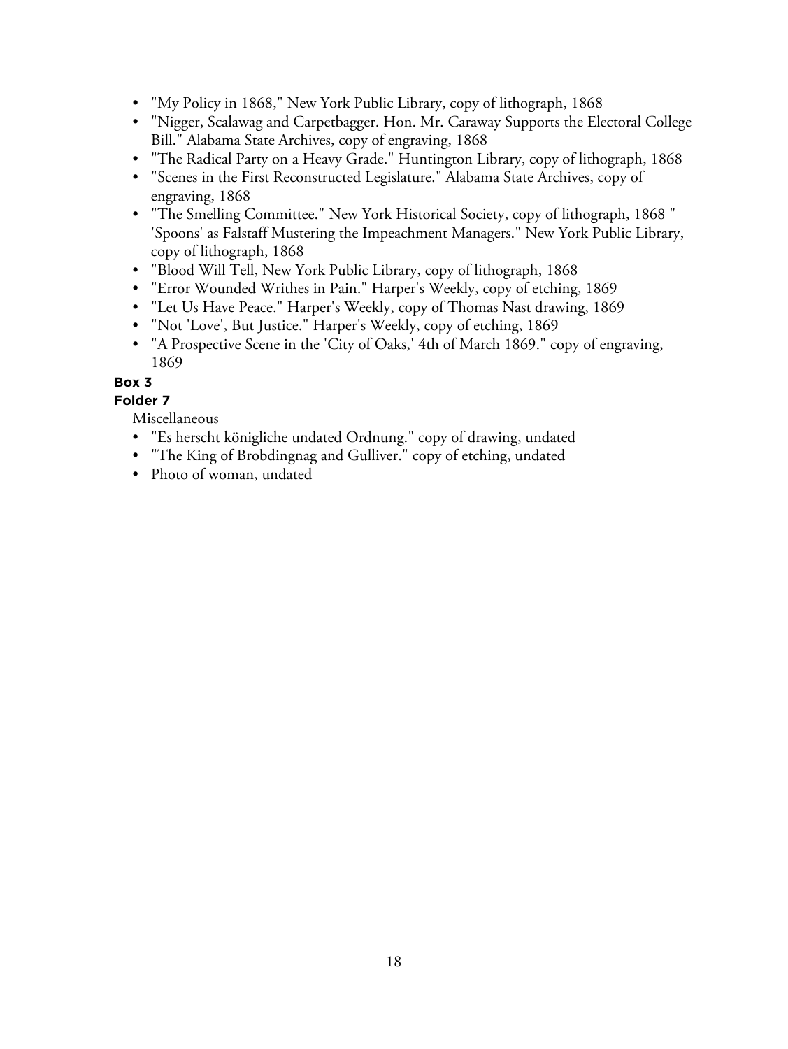- "My Policy in 1868," New York Public Library, copy of lithograph, 1868
- "Nigger, Scalawag and Carpetbagger. Hon. Mr. Caraway Supports the Electoral College Bill." Alabama State Archives, copy of engraving, 1868
- "The Radical Party on a Heavy Grade." Huntington Library, copy of lithograph, 1868
- "Scenes in the First Reconstructed Legislature." Alabama State Archives, copy of engraving, 1868
- "The Smelling Committee." New York Historical Society, copy of lithograph, 1868 " 'Spoons' as Falstaff Mustering the Impeachment Managers." New York Public Library, copy of lithograph, 1868
- "Blood Will Tell, New York Public Library, copy of lithograph, 1868
- "Error Wounded Writhes in Pain." Harper's Weekly, copy of etching, 1869
- "Let Us Have Peace." Harper's Weekly, copy of Thomas Nast drawing, 1869
- "Not 'Love', But Justice." Harper's Weekly, copy of etching, 1869
- "A Prospective Scene in the 'City of Oaks,' 4th of March 1869." copy of engraving, 1869

**Box 3**

**Folder 7**

Miscellaneous

- "Es herscht königliche undated Ordnung." copy of drawing, undated
- "The King of Brobdingnag and Gulliver." copy of etching, undated
- Photo of woman, undated